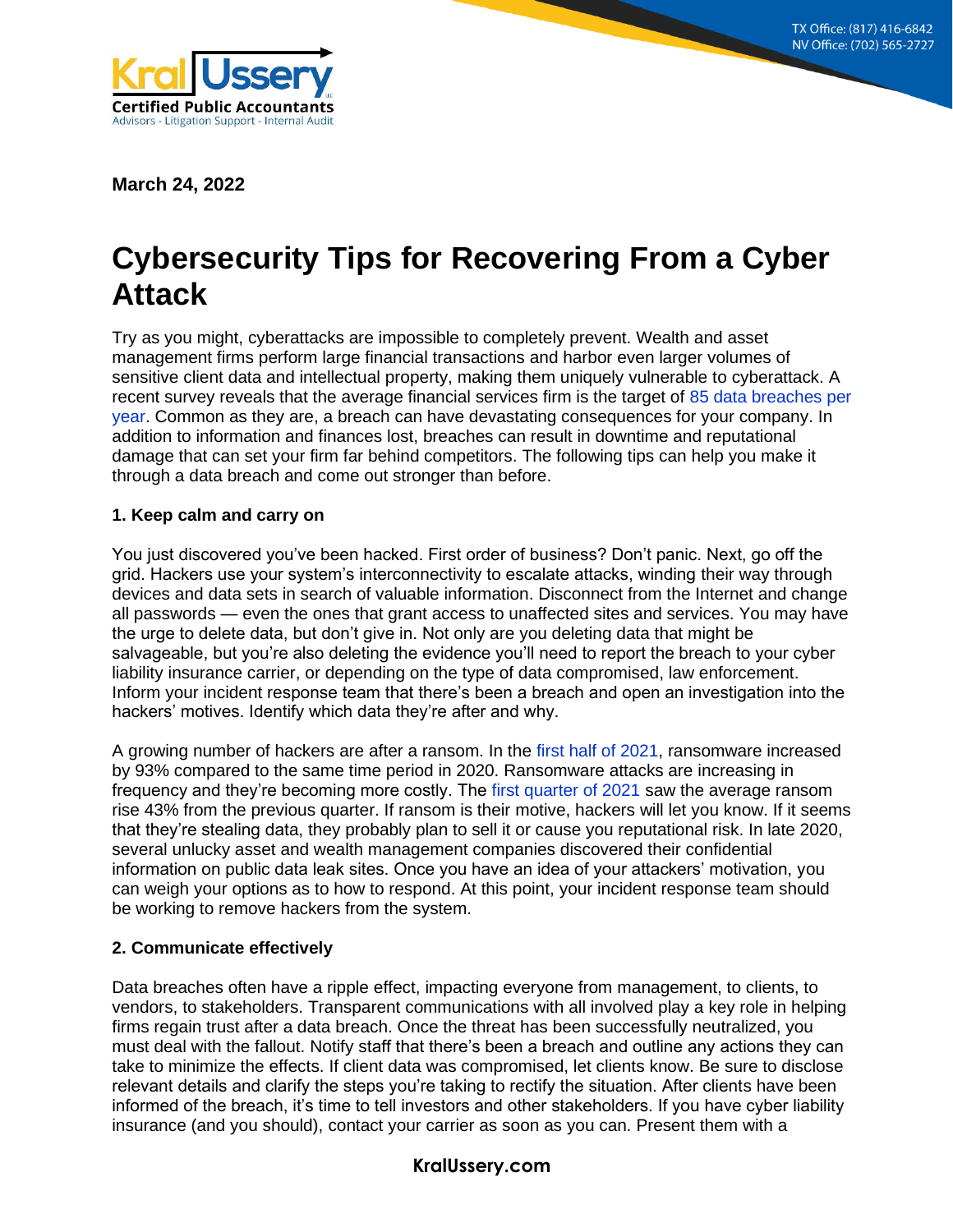March 24, 2022

# Cybersecurity Tips for Recovering From a Cyber Attack

Try as you might, cyberattacks are impossible to completely prevent. Wealth and asset management firms perform large financial transactions and harbor even larger volumes of sensitive client data and intellectual property, making them uniquely vulnerable to cyberattack. A recent survey reveals that the average financial services firm is the target of 85 data breaches per year. Common as they are, a breach can have devastating consequences for your company. In addition to information and finances lost, breaches can result in downtime and reputational damage that can set your firm far behind competitors. The following tips can help you make it through a data breach and come out stronger than before.

### 1. Keep calm and carry on

You just discovered you've been hacked. First order of business? Don't panic. Next, go off the grid. Hackers use your system's interconnectivity to escalate attacks, winding their way through devices and data sets in search of valuable information. Disconnect from the Internet and change all passwords — even the ones that grant access to unaffected sites and services. You may have the urge to delete data, but don't give in. Not only are you deleting data that might be salvageable, but you're also deleting the evidence you'll need to report the breach to your cyber liability insurance carrier, or depending on the type of data compromised, law enforcement. Inform your incident response team that there's been a breach and open an investigation into the hackers' motives. Identify which data they're after and why.

A growing number of hackers are after a ransom. In the first half of 2021, ransomware increased by 93% compared to the same time period in 2020. Ransomware attacks are increasing in frequency and they're becoming more costly. The first quarter of 2021 saw the average ransom rise 43% from the previous quarter. If ransom is their motive, hackers will let you know. If it seems that they're stealing data, they probably plan to sell it or cause you reputational risk. In late 2020, several unlucky asset and wealth management companies discovered their confidential information on public data leak sites. Once you have an idea of your attackers' motivation, you can weigh your options as to how to respond. At this point, your incident response team should be working to remove hackers from the system.

### 2. Communicate effectively

Data breaches often have a ripple effect, impacting everyone from management, to clients, to vendors, to stakeholders. Transparent communications with all involved play a key role in helping firms regain trust after a data breach. Once the threat has been successfully neutralized, you must deal with the fallout. Notify staff that there's been a breach and outline any actions they can take to minimize the effects. If client data was compromised, let clients know. Be sure to disclose relevant details and clarify the steps you're taking to rectify the situation. After clients have been informed of the breach, it's time to tell investors and other stakeholders. If you have cyber liability insurance (and you should), contact your carrier as soon as you can. Present them with a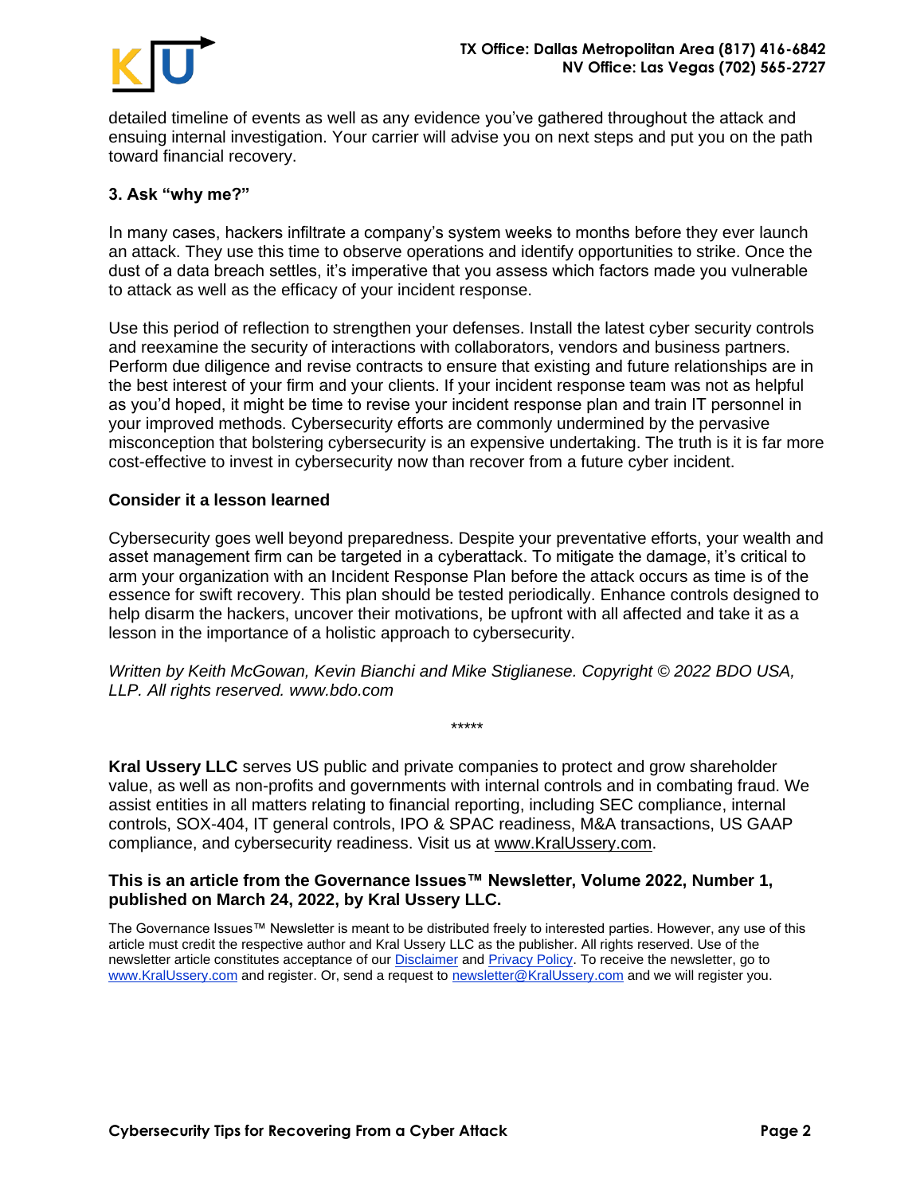detailed timeline of events as well as any evidence you've gathered throughout the attack and ensuing internal investigation. Your carrier will advise you on next steps and put you on the path toward financial recovery.

**3. Ask "why me?"**

In many cases, hackers infiltrate a company's system weeks to months before they ever launch an attack. They use this time to observe operations and identify opportunities to strike. Once the dust of a data breach settles, it's imperative that you assess which factors made you vulnerable to attack as well as the efficacy of your incident response.

Use this period of reflection to strengthen your defenses. Install the latest cyber security controls and reexamine the security of interactions with collaborators, vendors and business partners. Perform due diligence and revise contracts to ensure that existing and future relationships are in the best interest of your firm and your clients. If your incident response team was not as helpful as you'd hoped, it might be time to revise your incident response plan and train IT personnel in your improved methods. Cybersecurity efforts are commonly undermined by the pervasive misconception that bolstering cybersecurity is an expensive undertaking. The truth is it is far more cost-effective to invest in cybersecurity now than recover from a future cyber incident.

**Consider it a lesson learned**

Cybersecurity goes well beyond preparedness. Despite your preventative efforts, your wealth and asset management firm can be targeted in a cyberattack. To mitigate the damage, it's critical to arm your organization with an Incident Response Plan before the attack occurs as time is of the essence for swift recovery. This plan should be tested periodically. Enhance controls designed to help disarm the hackers, uncover their motivations, be upfront with all affected and take it as a lesson in the importance of a holistic approach to cybersecurity.

*Written by Keith McGowan, Kevin Bianchi and Mike Stiglianese. Copyright © 2022 BDO USA, LLP. All rights reserved. www.bdo.com*

*****

**Kral Ussery LLC** serves US public and private companies to protect and grow shareholder value, as well as non-profits and governments with internal controls and in combating fraud. We assist entities in all matters relating to financial reporting, including SEC compliance, internal controls, SOX-404, IT general controls, IPO & SPAC readiness, M&A transactions, US GAAP compliance, and cybersecurity readiness. Visit us at www.KralUssery.com.

**This is an article from the Governance Issues™ Newsletter, Volume 2022, Number 1, published on March 24, 2022, by Kral Ussery LLC.**

The Governance Issues™ Newsletter is meant to be distributed freely to interested parties. However, any use of this article must credit the respective author and Kral Ussery LLC as the publisher. All rights reserved. Use of the newsletter article constitutes acceptance of our Disclaimer and Privacy Policy. To receive the newsletter, go to www.KralUssery.com and register. Or, send a request to newsletter@KralUssery.com and we will register you.